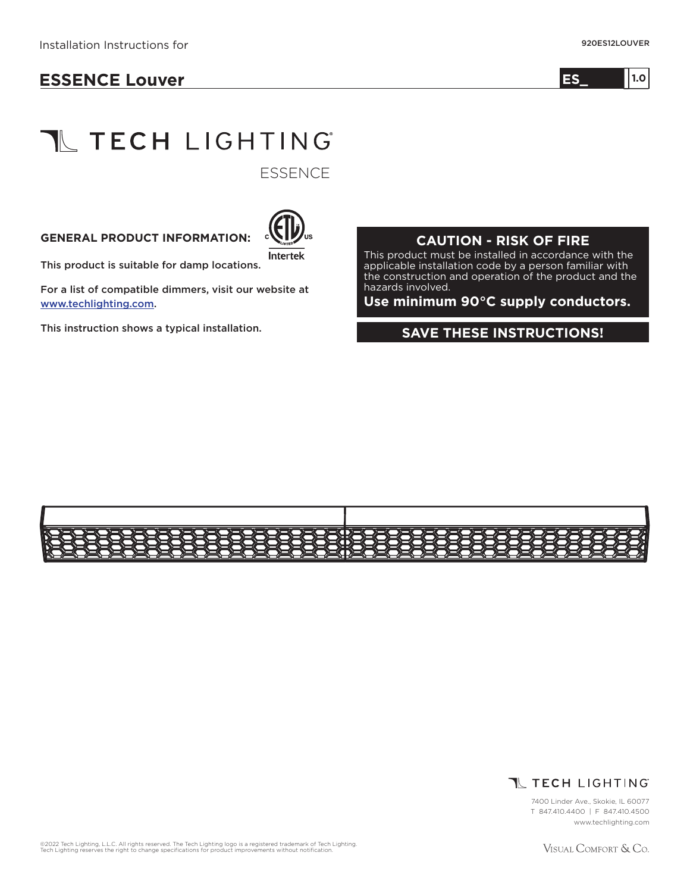Installation Instructions for

920ES12LOUVER

# ESSENCE Louver

ES_ 1.0

TECH LIGHTING

ESSENCE

**GENERAL PRODUCT INFORMATION:**

Intertek

This product is suitable for damp locations.

For a list of compatible dimmers, visit our website at www.techlighting.com.

This instruction shows a typical installation.

**CAUTION - RISK OF FIRE**

This product must be installed in accordance with the applicable installation code by a person familiar with the construction and operation of the product and the hazards involved.

**Use minimum 90°C supply conductors.**

**SAVE THESE INSTRUCTIONS!**

TECH LIGHTING

7400 Linder Ave., Skokie, IL 60077
T 847.410.4400 | F 847.410.4500
www.techlighting.com

©2022 Tech Lighting, L.L.C. All rights reserved. The Tech Lighting logo is a registered trademark of Tech Lighting.
Tech Lighting reserves the right to change specifications for product improvements without notification.

Visual Comfort & Co.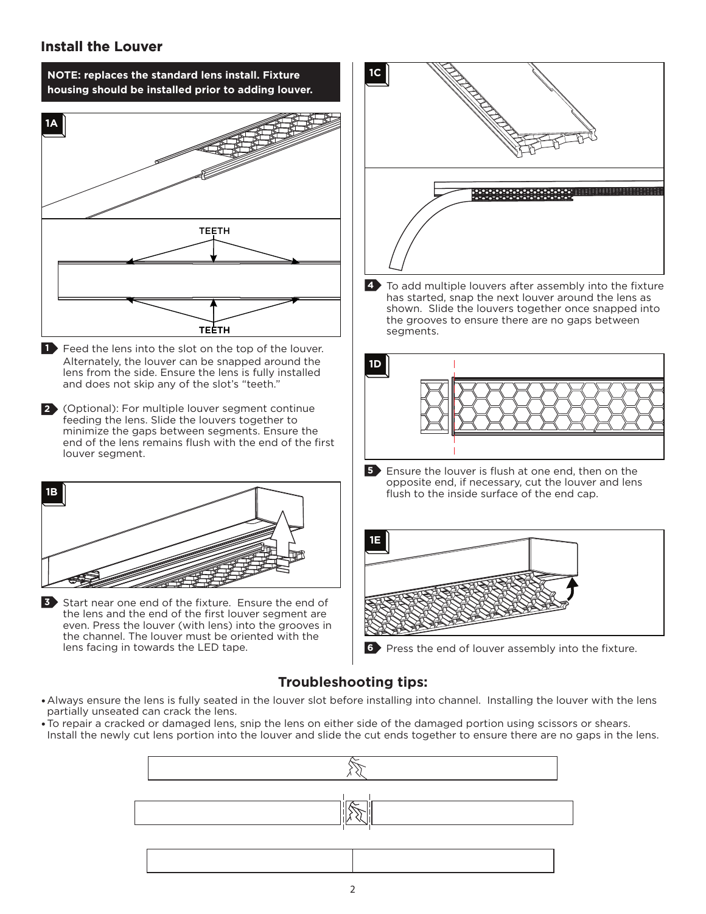## Install the Louver

**NOTE: replaces the standard lens install. Fixture housing should be installed prior to adding louver.**

1A

TEETH

TEETH

1. Feed the lens into the slot on the top of the louver. Alternately, the louver can be snapped around the lens from the side. Ensure the lens is fully installed and does not skip any of the slot's "teeth."

2. (Optional): For multiple louver segment continue feeding the lens. Slide the louvers together to minimize the gaps between segments. Ensure the end of the lens remains flush with the end of the first louver segment.

1B

3. Start near one end of the fixture. Ensure the end of the lens and the end of the first louver segment are even. Press the louver (with lens) into the grooves in the channel. The louver must be oriented with the lens facing in towards the LED tape.

1C

4. To add multiple louvers after assembly into the fixture has started, snap the next louver around the lens as shown. Slide the louvers together once snapped into the grooves to ensure there are no gaps between segments.

1D

5. Ensure the louver is flush at one end, then on the opposite end, if necessary, cut the louver and lens flush to the inside surface of the end cap.

1E

6. Press the end of louver assembly into the fixture.

## Troubleshooting tips:

- Always ensure the lens is fully seated in the louver slot before installing into channel. Installing the louver with the lens partially unseated can crack the lens.
- To repair a cracked or damaged lens, snip the lens on either side of the damaged portion using scissors or shears. Install the newly cut lens portion into the louver and slide the cut ends together to ensure there are no gaps in the lens.